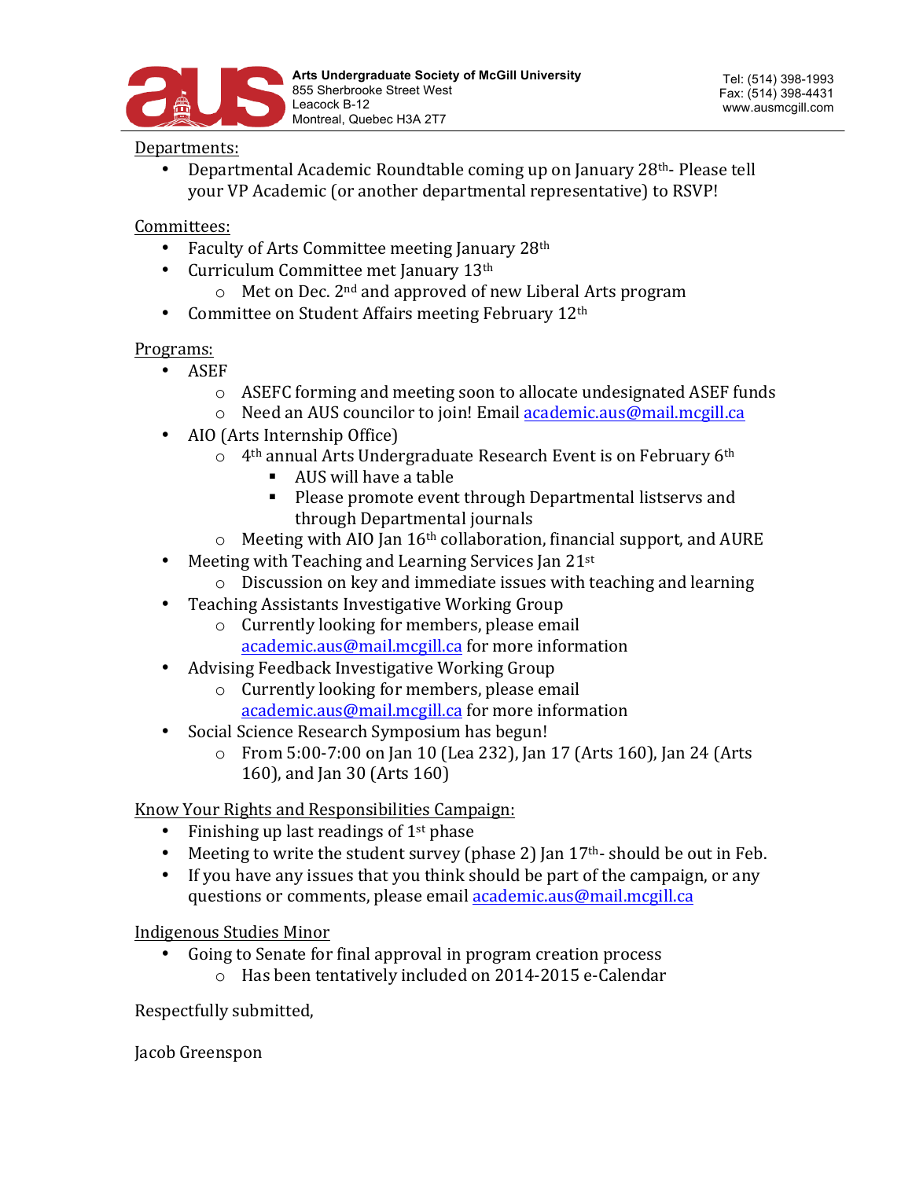**Arts Undergraduate Society of McGill University**
855 Sherbrooke Street West
Leacock B-12
Montreal, Quebec H3A 2T7

Tel: (514) 398-1993
Fax: (514) 398-4431
www.ausmcgill.com

Departments:

- Departmental Academic Roundtable coming up on January 28th- Please tell your VP Academic (or another departmental representative) to RSVP!

Committees:

- Faculty of Arts Committee meeting January 28th
- Curriculum Committee met January 13th
  - Met on Dec. 2nd and approved of new Liberal Arts program
- Committee on Student Affairs meeting February 12th

Programs:

- ASEF
  - ASEFC forming and meeting soon to allocate undesignated ASEF funds
  - Need an AUS councilor to join! Email academic.aus@mail.mcgill.ca
- AIO (Arts Internship Office)
  - 4th annual Arts Undergraduate Research Event is on February 6th
    - AUS will have a table
    - Please promote event through Departmental listservs and through Departmental journals
  - Meeting with AIO Jan 16th collaboration, financial support, and AURE
- Meeting with Teaching and Learning Services Jan 21st
  - Discussion on key and immediate issues with teaching and learning
- Teaching Assistants Investigative Working Group
  - Currently looking for members, please email academic.aus@mail.mcgill.ca for more information
- Advising Feedback Investigative Working Group
  - Currently looking for members, please email academic.aus@mail.mcgill.ca for more information
- Social Science Research Symposium has begun!
  - From 5:00-7:00 on Jan 10 (Lea 232), Jan 17 (Arts 160), Jan 24 (Arts 160), and Jan 30 (Arts 160)

Know Your Rights and Responsibilities Campaign:

- Finishing up last readings of 1st phase
- Meeting to write the student survey (phase 2) Jan 17th- should be out in Feb.
- If you have any issues that you think should be part of the campaign, or any questions or comments, please email academic.aus@mail.mcgill.ca

Indigenous Studies Minor

- Going to Senate for final approval in program creation process
  - Has been tentatively included on 2014-2015 e-Calendar

Respectfully submitted,

Jacob Greenspon